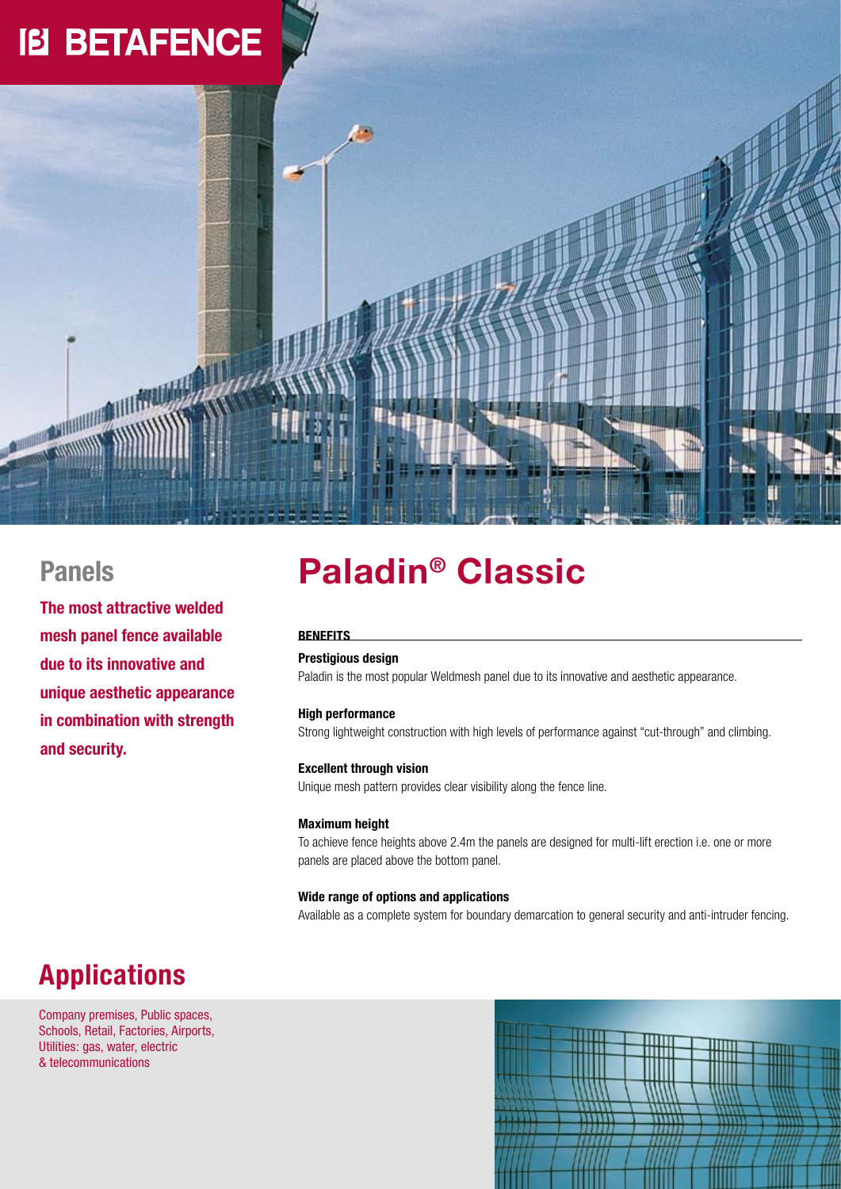# BETAFENCE

## Panels

**The most attractive welded mesh panel fence available due to its innovative and unique aesthetic appearance in combination with strength and security.**

# Paladin® Classic

**BENEFITS**

**Prestigious design**
Paladin is the most popular Weldmesh panel due to its innovative and aesthetic appearance.

**High performance**
Strong lightweight construction with high levels of performance against "cut-through" and climbing.

**Excellent through vision**
Unique mesh pattern provides clear visibility along the fence line.

**Maximum height**
To achieve fence heights above 2.4m the panels are designed for multi-lift erection i.e. one or more panels are placed above the bottom panel.

**Wide range of options and applications**
Available as a complete system for boundary demarcation to general security and anti-intruder fencing.

## Applications

Company premises, Public spaces, Schools, Retail, Factories, Airports, Utilities: gas, water, electric & telecommunications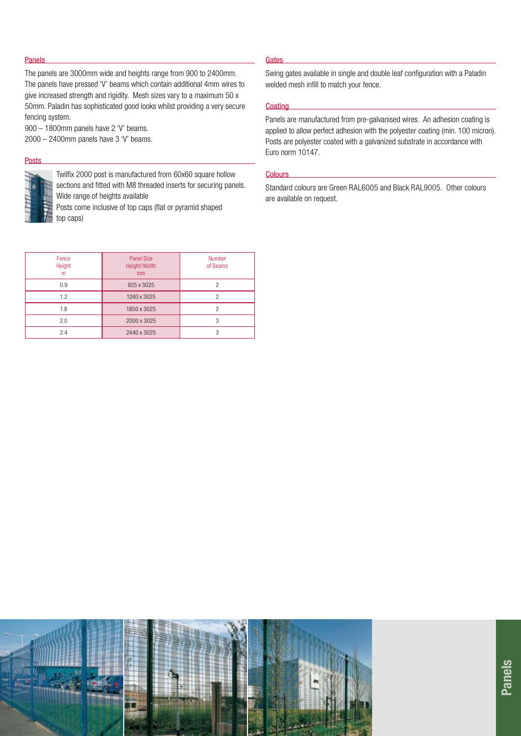## Panels

The panels are 3000mm wide and heights range from 900 to 2400mm. The panels have pressed 'V' beams which contain additional 4mm wires to give increased strength and rigidity. Mesh sizes vary to a maximum 50 x 50mm. Paladin has sophisticated good looks whilst providing a very secure fencing system.

900 – 1800mm panels have 2 'V' beams.

2000 – 2400mm panels have 3 'V' beams.

## Posts

Twilfix 2000 post is manufactured from 60x60 square hollow sections and fitted with M8 threaded inserts for securing panels. Wide range of heights available

Posts come inclusive of top caps (flat or pyramid shaped top caps)

| Fence Height m | Panel Size Height/Width mm | Number of Beams |
|---|---|---|
| 0.9 | 925 x 3025 | 2 |
| 1.2 | 1240 x 3025 | 2 |
| 1.8 | 1850 x 3025 | 2 |
| 2.0 | 2000 x 3025 | 3 |
| 2.4 | 2440 x 3025 | 3 |

## Gates

Swing gates available in single and double leaf configuration with a Paladin welded mesh infill to match your fence.

## Coating

Panels are manufactured from pre-galvanised wires. An adhesion coating is applied to allow perfect adhesion with the polyester coating (min. 100 micron). Posts are polyester coated with a galvanized substrate in accordance with Euro norm 10147.

## Colours

Standard colours are Green RAL6005 and Black RAL9005. Other colours are available on request.